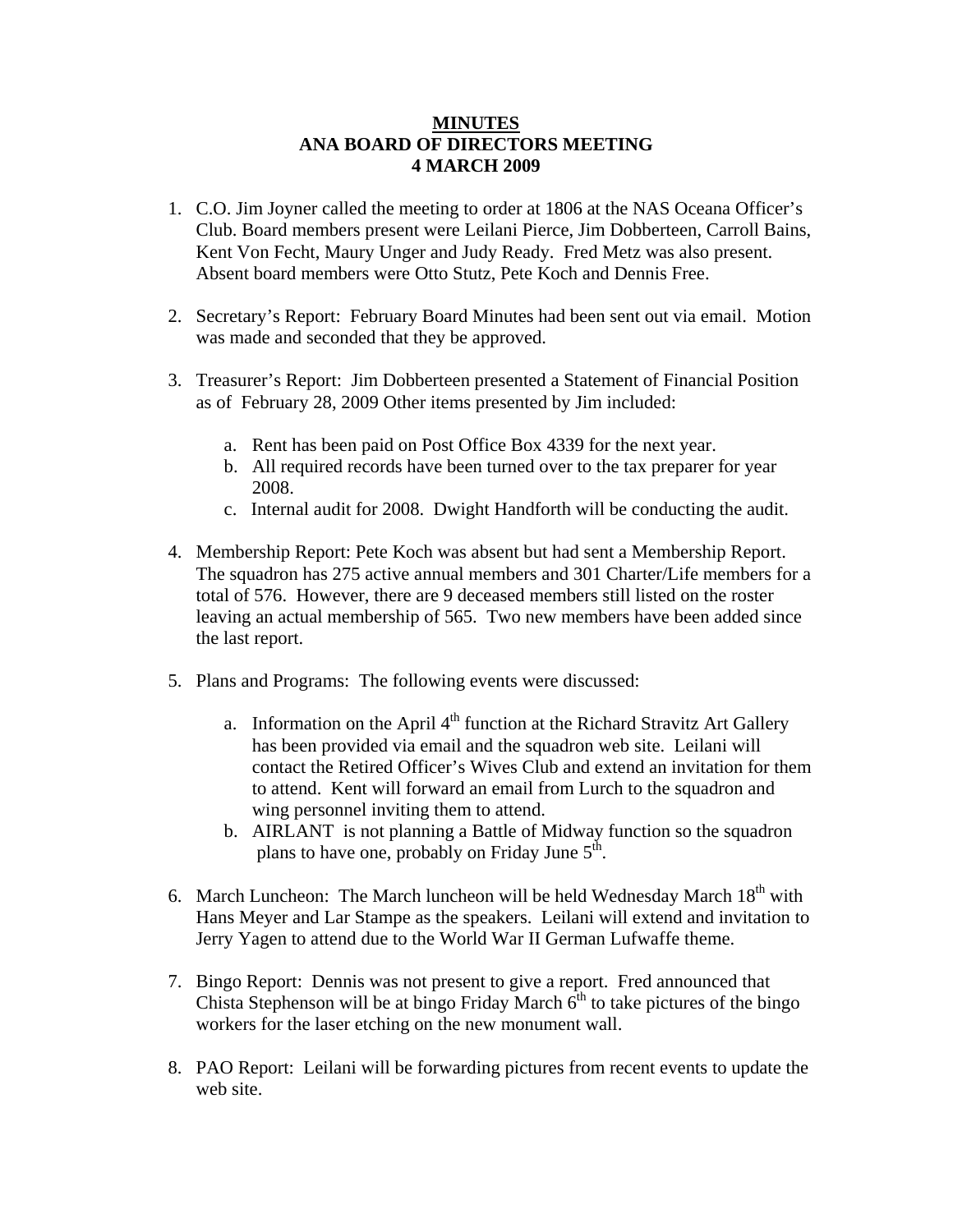**MINUTES**
**ANA BOARD OF DIRECTORS MEETING**
**4 MARCH 2009**

1. C.O. Jim Joyner called the meeting to order at 1806 at the NAS Oceana Officer's Club. Board members present were Leilani Pierce, Jim Dobberteen, Carroll Bains, Kent Von Fecht, Maury Unger and Judy Ready. Fred Metz was also present. Absent board members were Otto Stutz, Pete Koch and Dennis Free.

2. Secretary's Report: February Board Minutes had been sent out via email. Motion was made and seconded that they be approved.

3. Treasurer's Report: Jim Dobberteen presented a Statement of Financial Position as of February 28, 2009 Other items presented by Jim included:

   a. Rent has been paid on Post Office Box 4339 for the next year.
   b. All required records have been turned over to the tax preparer for year 2008.
   c. Internal audit for 2008. Dwight Handforth will be conducting the audit.

4. Membership Report: Pete Koch was absent but had sent a Membership Report. The squadron has 275 active annual members and 301 Charter/Life members for a total of 576. However, there are 9 deceased members still listed on the roster leaving an actual membership of 565. Two new members have been added since the last report.

5. Plans and Programs: The following events were discussed:

   a. Information on the April 4th function at the Richard Stravitz Art Gallery has been provided via email and the squadron web site. Leilani will contact the Retired Officer's Wives Club and extend an invitation for them to attend. Kent will forward an email from Lurch to the squadron and wing personnel inviting them to attend.
   b. AIRLANT is not planning a Battle of Midway function so the squadron plans to have one, probably on Friday June 5th.

6. March Luncheon: The March luncheon will be held Wednesday March 18th with Hans Meyer and Lar Stampe as the speakers. Leilani will extend and invitation to Jerry Yagen to attend due to the World War II German Lufwaffe theme.

7. Bingo Report: Dennis was not present to give a report. Fred announced that Chista Stephenson will be at bingo Friday March 6th to take pictures of the bingo workers for the laser etching on the new monument wall.

8. PAO Report: Leilani will be forwarding pictures from recent events to update the web site.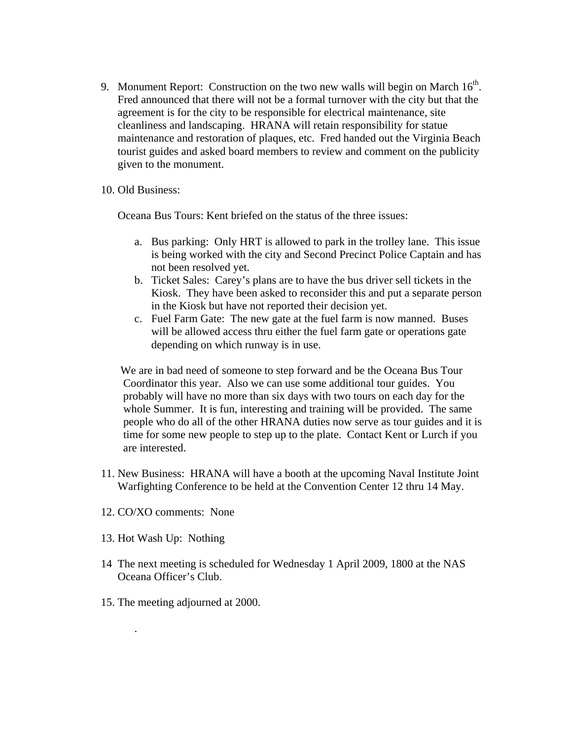9. Monument Report: Construction on the two new walls will begin on March 16th. Fred announced that there will not be a formal turnover with the city but that the agreement is for the city to be responsible for electrical maintenance, site cleanliness and landscaping. HRANA will retain responsibility for statue maintenance and restoration of plaques, etc. Fred handed out the Virginia Beach tourist guides and asked board members to review and comment on the publicity given to the monument.

10. Old Business:

    Oceana Bus Tours: Kent briefed on the status of the three issues:

    a. Bus parking: Only HRT is allowed to park in the trolley lane. This issue is being worked with the city and Second Precinct Police Captain and has not been resolved yet.
    b. Ticket Sales: Carey's plans are to have the bus driver sell tickets in the Kiosk. They have been asked to reconsider this and put a separate person in the Kiosk but have not reported their decision yet.
    c. Fuel Farm Gate: The new gate at the fuel farm is now manned. Buses will be allowed access thru either the fuel farm gate or operations gate depending on which runway is in use.

    We are in bad need of someone to step forward and be the Oceana Bus Tour Coordinator this year. Also we can use some additional tour guides. You probably will have no more than six days with two tours on each day for the whole Summer. It is fun, interesting and training will be provided. The same people who do all of the other HRANA duties now serve as tour guides and it is time for some new people to step up to the plate. Contact Kent or Lurch if you are interested.

11. New Business: HRANA will have a booth at the upcoming Naval Institute Joint Warfighting Conference to be held at the Convention Center 12 thru 14 May.

12. CO/XO comments: None

13. Hot Wash Up: Nothing

14 The next meeting is scheduled for Wednesday 1 April 2009, 1800 at the NAS Oceana Officer's Club.

15. The meeting adjourned at 2000.